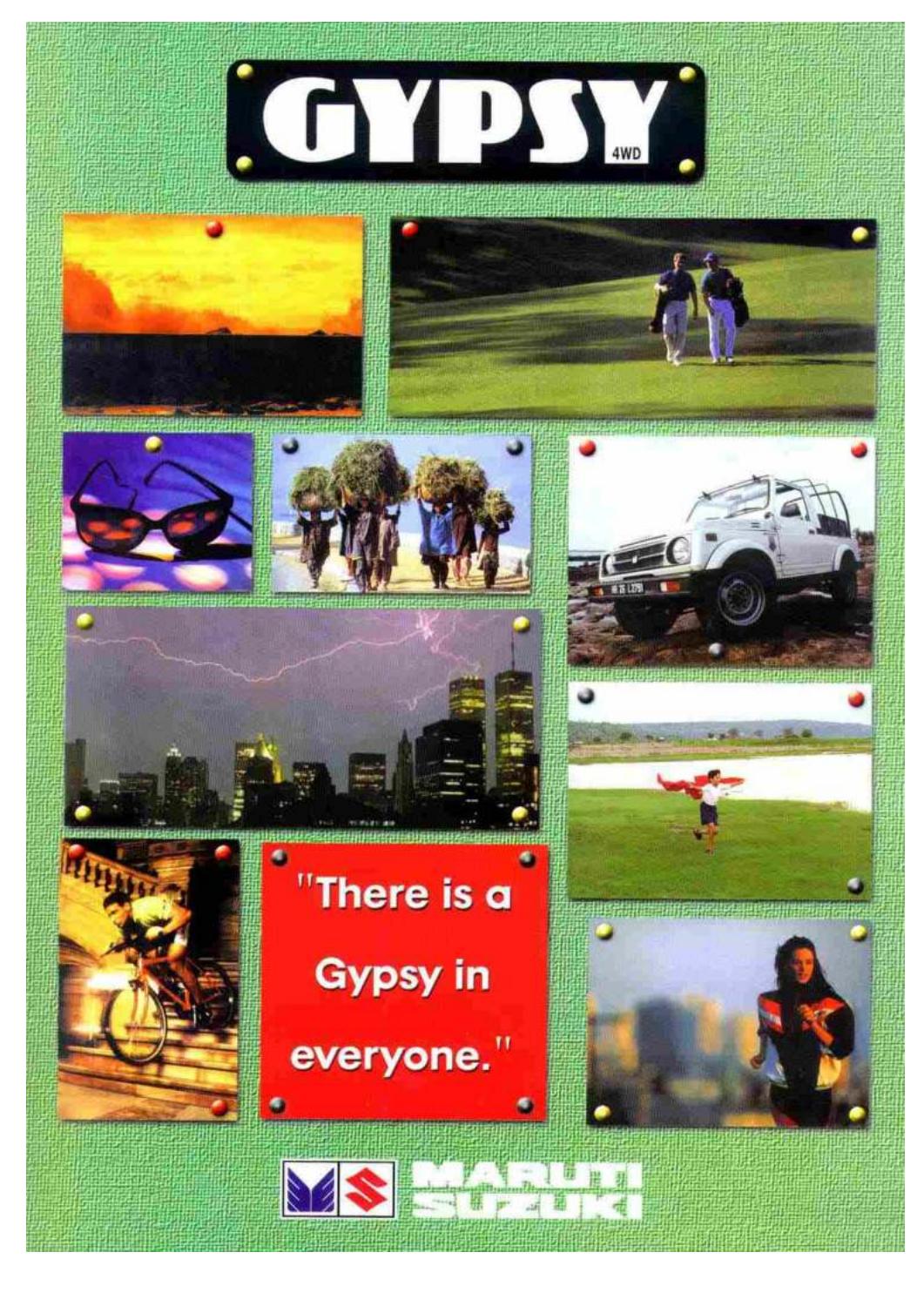# GYPSY

4WD

"There is a Gypsy in everyone."

MARUTI SUZUKI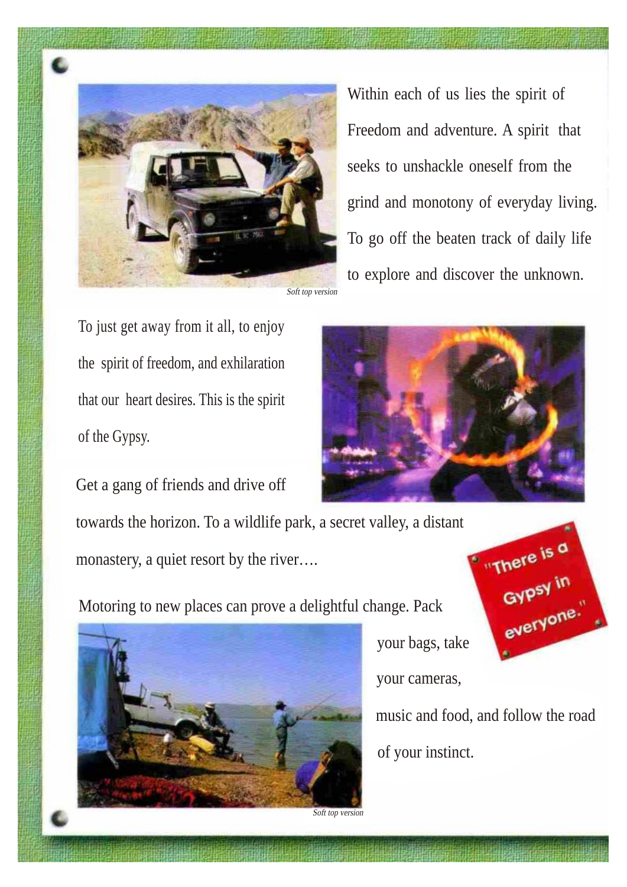Within each of us lies the spirit of Freedom and adventure. A spirit that seeks to unshackle oneself from the grind and monotony of everyday living. To go off the beaten track of daily life to explore and discover the unknown.

*Soft top version*

To just get away from it all, to enjoy the spirit of freedom, and exhilaration that our heart desires. This is the spirit of the Gypsy.

Get a gang of friends and drive off towards the horizon. To a wildlife park, a secret valley, a distant monastery, a quiet resort by the river….

"There is a Gypsy in everyone."

Motoring to new places can prove a delightful change. Pack your bags, take your cameras, music and food, and follow the road of your instinct.

*Soft top version*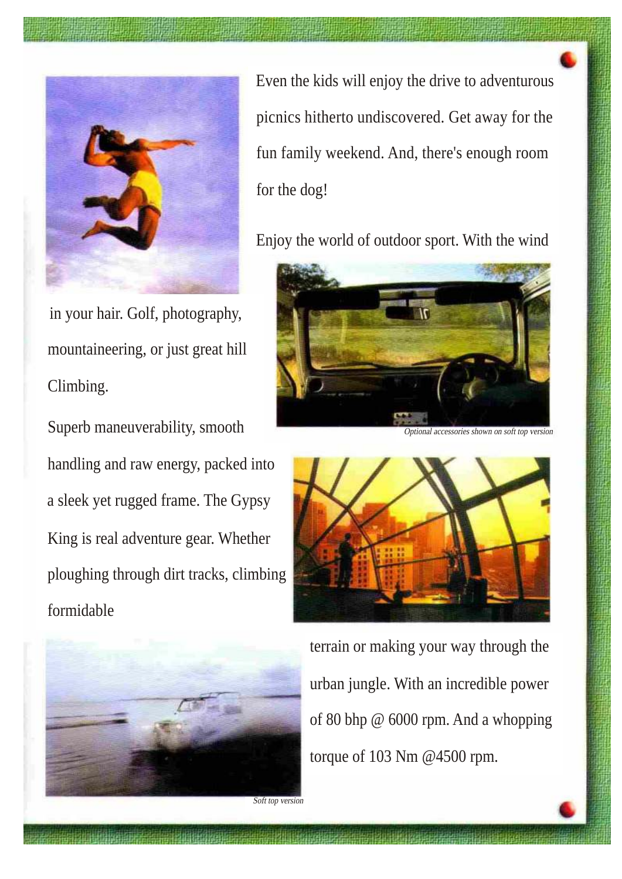Even the kids will enjoy the drive to adventurous picnics hitherto undiscovered. Get away for the fun family weekend. And, there's enough room for the dog!

Enjoy the world of outdoor sport. With the wind in your hair. Golf, photography, mountaineering, or just great hill Climbing.

*Optional accessories shown on soft top version*

Superb maneuverability, smooth handling and raw energy, packed into a sleek yet rugged frame. The Gypsy King is real adventure gear. Whether ploughing through dirt tracks, climbing formidable terrain or making your way through the urban jungle. With an incredible power of 80 bhp @ 6000 rpm. And a whopping torque of 103 Nm @4500 rpm.

*Soft top version*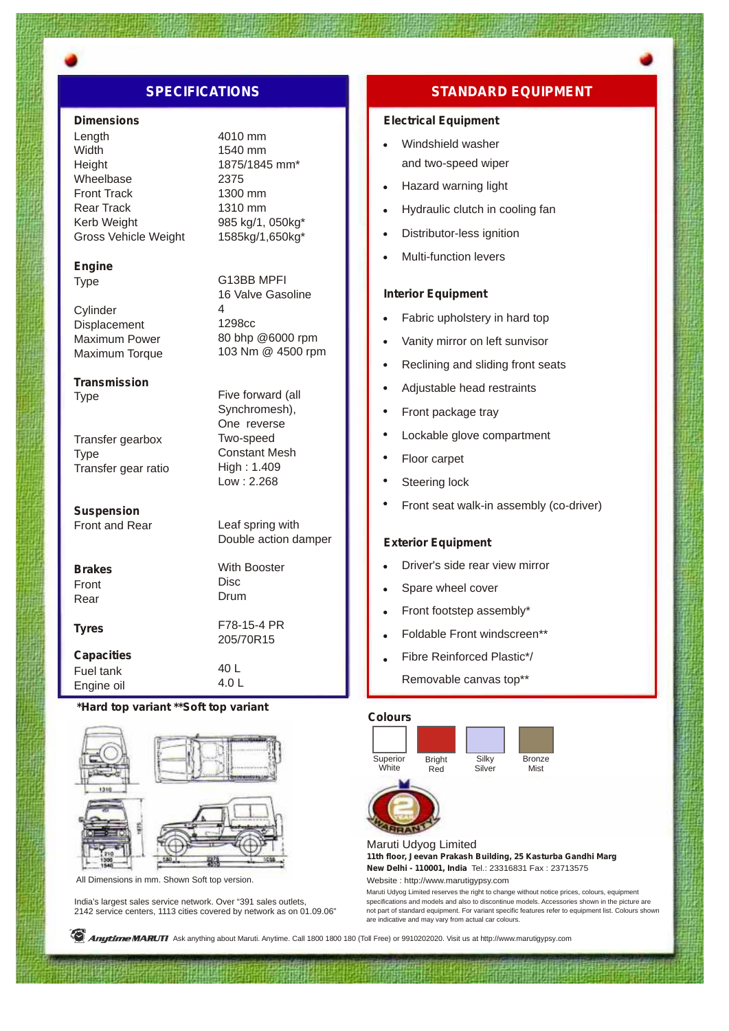## SPECIFICATIONS

| | |
|---|---|
| **Dimensions** | |
| Length | 4010 mm |
| Width | 1540 mm |
| Height | 1875/1845 mm* |
| Wheelbase | 2375 |
| Front Track | 1300 mm |
| Rear Track | 1310 mm |
| Kerb Weight | 985 kg/1, 050kg* |
| Gross Vehicle Weight | 1585kg/1,650kg* |
| **Engine** | |
| Type | G13BB MPFI 16 Valve Gasoline |
| Cylinder | 4 |
| Displacement | 1298cc |
| Maximum Power | 80 bhp @6000 rpm |
| Maximum Torque | 103 Nm @ 4500 rpm |
| **Transmission** | |
| Type | Five forward (all Synchromesh), One reverse |
| Transfer gearbox | Two-speed |
| Type | Constant Mesh |
| Transfer gear ratio | High : 1.409 Low : 2.268 |
| **Suspension** | |
| Front and Rear | Leaf spring with Double action damper |
| **Brakes** | With Booster |
| Front | Disc |
| Rear | Drum |
| **Tyres** | F78-15-4 PR 205/70R15 |
| **Capacities** | |
| Fuel tank | 40 L |
| Engine oil | 4.0 L |

***Hard top variant **Soft top variant**

1310

210 1300 1540

1875

580 2375 4010 1055

All Dimensions in mm. Shown Soft top version.

India's largest sales service network. Over "391 sales outlets, 2142 service centers, 1113 cities covered by network as on 01.09.06"

## STANDARD EQUIPMENT

### Electrical Equipment

- Windshield washer and two-speed wiper
- Hazard warning light
- Hydraulic clutch in cooling fan
- Distributor-less ignition
- Multi-function levers

### Interior Equipment

- Fabric upholstery in hard top
- Vanity mirror on left sunvisor
- Reclining and sliding front seats
- Adjustable head restraints
- Front package tray
- Lockable glove compartment
- Floor carpet
- Steering lock
- Front seat walk-in assembly (co-driver)

### Exterior Equipment

- Driver's side rear view mirror
- Spare wheel cover
- Front footstep assembly*
- Foldable Front windscreen**
- Fibre Reinforced Plastic*/ Removable canvas top**

### Colours

Superior White, Bright Red, Silky Silver, Bronze Mist

2 YEAR WARRANTY

Maruti Udyog Limited
**11th floor, Jeevan Prakash Building, 25 Kasturba Gandhi Marg**
**New Delhi - 110001, India** Tel.: 23316831 Fax : 23713575
Website : http://www.marutigypsy.com

Maruti Udyog Limited reserves the right to change without notice prices, colours, equipment specifications and models and also to discontinue models. Accessories shown in the picture are not part of standard equipment. For variant specific features refer to equipment list. Colours shown are indicative and may vary from actual car colours.

*Anytime MARUTI* Ask anything about Maruti. Anytime. Call 1800 1800 180 (Toll Free) or 9910202020. Visit us at http://www.marutigypsy.com